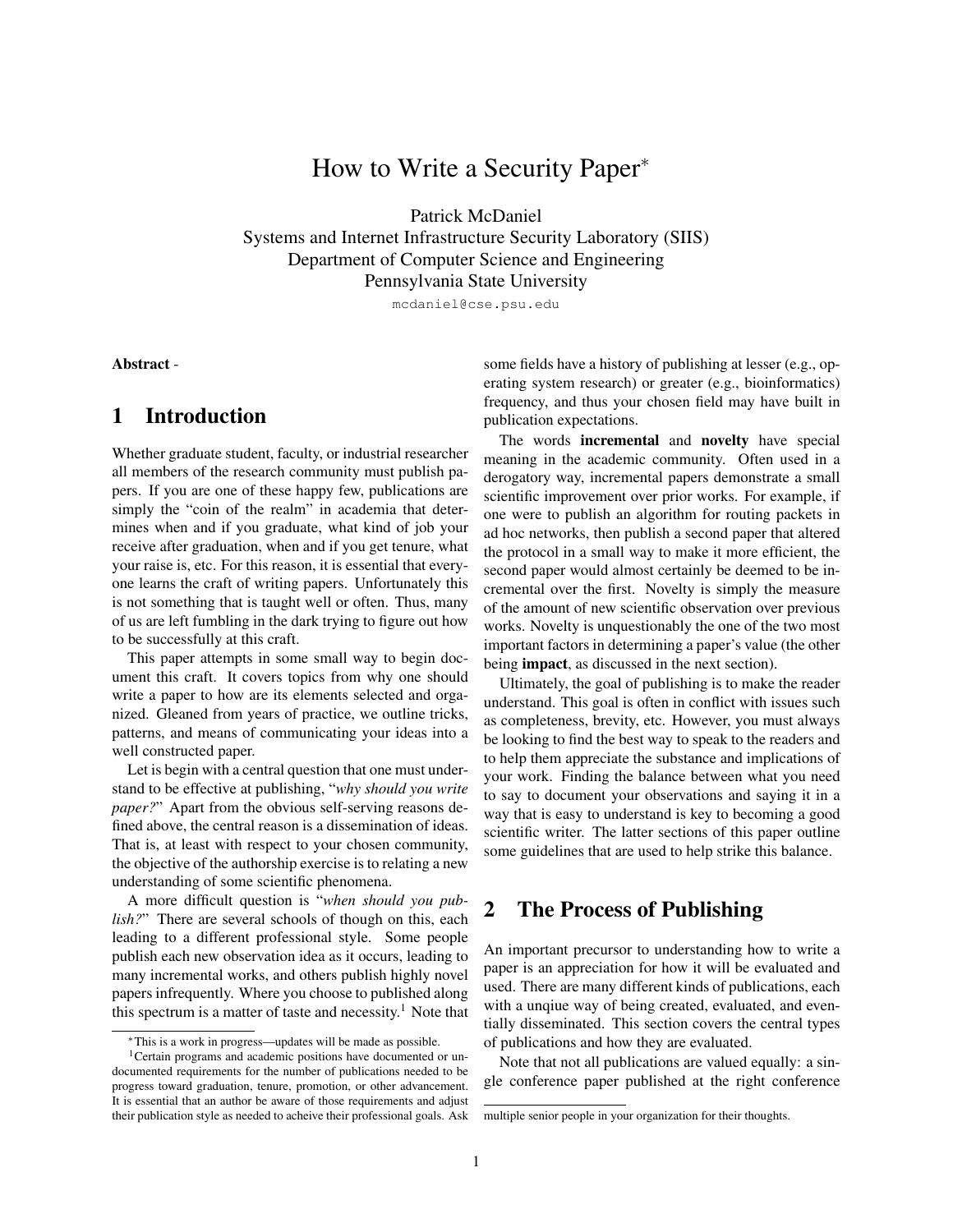# How to Write a Security Paper*

Patrick McDaniel
Systems and Internet Infrastructure Security Laboratory (SIIS)
Department of Computer Science and Engineering
Pennsylvania State University

mcdaniel@cse.psu.edu

**Abstract** -

## 1 Introduction

Whether graduate student, faculty, or industrial researcher all members of the research community must publish papers. If you are one of these happy few, publications are simply the "coin of the realm" in academia that determines when and if you graduate, what kind of job your receive after graduation, when and if you get tenure, what your raise is, etc. For this reason, it is essential that everyone learns the craft of writing papers. Unfortunately this is not something that is taught well or often. Thus, many of us are left fumbling in the dark trying to figure out how to be successfully at this craft.

This paper attempts in some small way to begin document this craft. It covers topics from why one should write a paper to how are its elements selected and organized. Gleaned from years of practice, we outline tricks, patterns, and means of communicating your ideas into a well constructed paper.

Let is begin with a central question that one must understand to be effective at publishing, "*why should you write paper?*" Apart from the obvious self-serving reasons defined above, the central reason is a dissemination of ideas. That is, at least with respect to your chosen community, the objective of the authorship exercise is to relating a new understanding of some scientific phenomena.

A more difficult question is "*when should you publish?*" There are several schools of though on this, each leading to a different professional style. Some people publish each new observation idea as it occurs, leading to many incremental works, and others publish highly novel papers infrequently. Where you choose to published along this spectrum is a matter of taste and necessity.[1] Note that some fields have a history of publishing at lesser (e.g., operating system research) or greater (e.g., bioinformatics) frequency, and thus your chosen field may have built in publication expectations.

The words **incremental** and **novelty** have special meaning in the academic community. Often used in a derogatory way, incremental papers demonstrate a small scientific improvement over prior works. For example, if one were to publish an algorithm for routing packets in ad hoc networks, then publish a second paper that altered the protocol in a small way to make it more efficient, the second paper would almost certainly be deemed to be incremental over the first. Novelty is simply the measure of the amount of new scientific observation over previous works. Novelty is unquestionably the one of the two most important factors in determining a paper's value (the other being **impact**, as discussed in the next section).

Ultimately, the goal of publishing is to make the reader understand. This goal is often in conflict with issues such as completeness, brevity, etc. However, you must always be looking to find the best way to speak to the readers and to help them appreciate the substance and implications of your work. Finding the balance between what you need to say to document your observations and saying it in a way that is easy to understand is key to becoming a good scientific writer. The latter sections of this paper outline some guidelines that are used to help strike this balance.

## 2 The Process of Publishing

An important precursor to understanding how to write a paper is an appreciation for how it will be evaluated and used. There are many different kinds of publications, each with a unqiue way of being created, evaluated, and eventially disseminated. This section covers the central types of publications and how they are evaluated.

Note that not all publications are valued equally: a single conference paper published at the right conference

*This is a work in progress—updates will be made as possible.

[1] Certain programs and academic positions have documented or undocumented requirements for the number of publications needed to be progress toward graduation, tenure, promotion, or other advancement. It is essential that an author be aware of those requirements and adjust their publication style as needed to acheive their professional goals. Ask multiple senior people in your organization for their thoughts.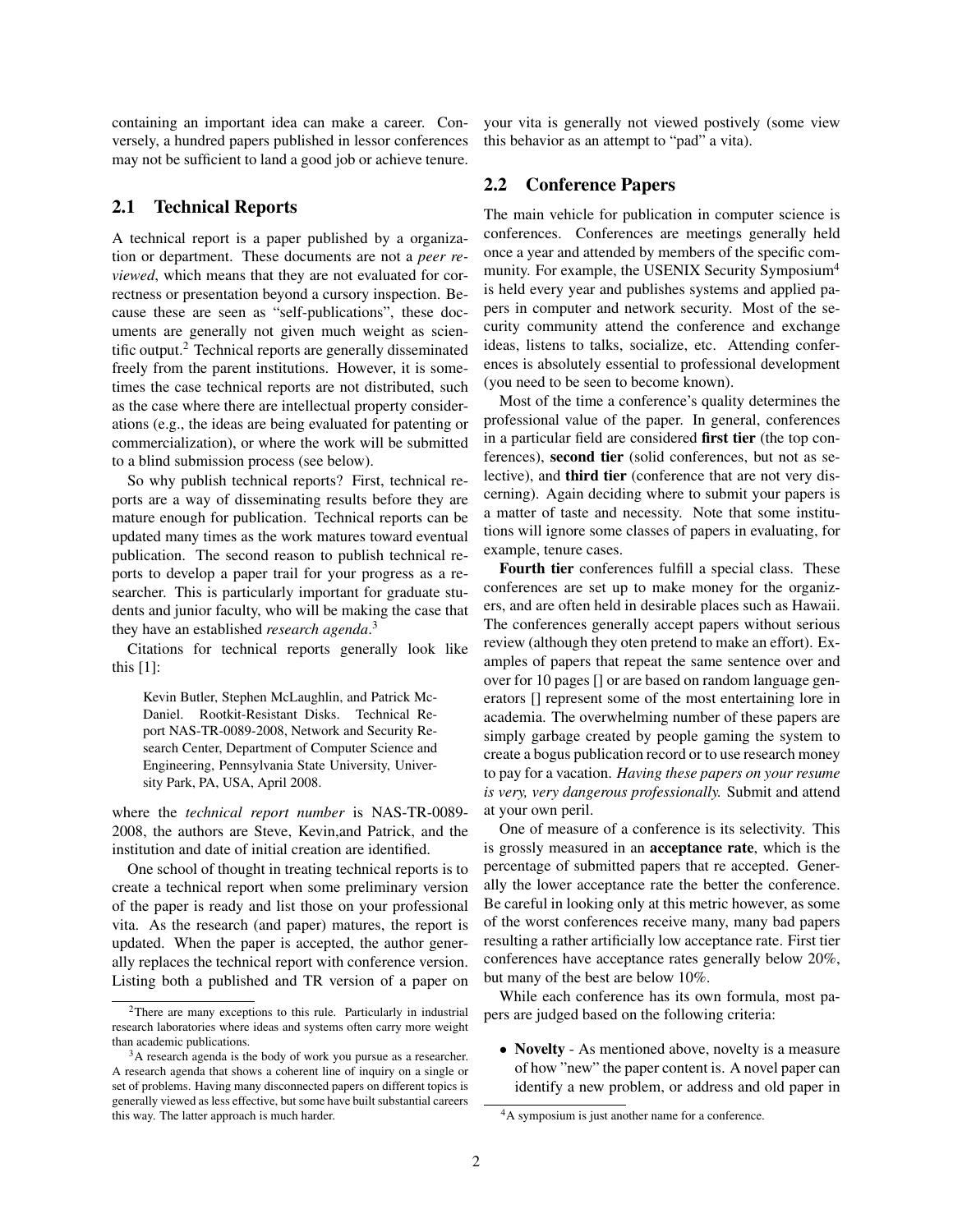containing an important idea can make a career. Conversely, a hundred papers published in lessor conferences may not be sufficient to land a good job or achieve tenure.

## 2.1 Technical Reports

A technical report is a paper published by a organization or department. These documents are not a *peer reviewed*, which means that they are not evaluated for correctness or presentation beyond a cursory inspection. Because these are seen as "self-publications", these documents are generally not given much weight as scientific output.[2] Technical reports are generally disseminated freely from the parent institutions. However, it is sometimes the case technical reports are not distributed, such as the case where there are intellectual property considerations (e.g., the ideas are being evaluated for patenting or commercialization), or where the work will be submitted to a blind submission process (see below).

So why publish technical reports? First, technical reports are a way of disseminating results before they are mature enough for publication. Technical reports can be updated many times as the work matures toward eventual publication. The second reason to publish technical reports to develop a paper trail for your progress as a researcher. This is particularly important for graduate students and junior faculty, who will be making the case that they have an established *research agenda*.[3]

Citations for technical reports generally look like this [1]:

> Kevin Butler, Stephen McLaughlin, and Patrick McDaniel. Rootkit-Resistant Disks. Technical Report NAS-TR-0089-2008, Network and Security Research Center, Department of Computer Science and Engineering, Pennsylvania State University, University Park, PA, USA, April 2008.

where the *technical report number* is NAS-TR-0089-2008, the authors are Steve, Kevin,and Patrick, and the institution and date of initial creation are identified.

One school of thought in treating technical reports is to create a technical report when some preliminary version of the paper is ready and list those on your professional vita. As the research (and paper) matures, the report is updated. When the paper is accepted, the author generally replaces the technical report with conference version. Listing both a published and TR version of a paper on your vita is generally not viewed postively (some view this behavior as an attempt to "pad" a vita).

## 2.2 Conference Papers

The main vehicle for publication in computer science is conferences. Conferences are meetings generally held once a year and attended by members of the specific community. For example, the USENIX Security Symposium[4] is held every year and publishes systems and applied papers in computer and network security. Most of the security community attend the conference and exchange ideas, listens to talks, socialize, etc. Attending conferences is absolutely essential to professional development (you need to be seen to become known).

Most of the time a conference's quality determines the professional value of the paper. In general, conferences in a particular field are considered **first tier** (the top conferences), **second tier** (solid conferences, but not as selective), and **third tier** (conference that are not very discerning). Again deciding where to submit your papers is a matter of taste and necessity. Note that some institutions will ignore some classes of papers in evaluating, for example, tenure cases.

**Fourth tier** conferences fulfill a special class. These conferences are set up to make money for the organizers, and are often held in desirable places such as Hawaii. The conferences generally accept papers without serious review (although they oten pretend to make an effort). Examples of papers that repeat the same sentence over and over for 10 pages [] or are based on random language generators [] represent some of the most entertaining lore in academia. The overwhelming number of these papers are simply garbage created by people gaming the system to create a bogus publication record or to use research money to pay for a vacation. *Having these papers on your resume is very, very dangerous professionally.* Submit and attend at your own peril.

One of measure of a conference is its selectivity. This is grossly measured in an **acceptance rate**, which is the percentage of submitted papers that re accepted. Generally the lower acceptance rate the better the conference. Be careful in looking only at this metric however, as some of the worst conferences receive many, many bad papers resulting a rather artificially low acceptance rate. First tier conferences have acceptance rates generally below 20%, but many of the best are below 10%.

While each conference has its own formula, most papers are judged based on the following criteria:

- **Novelty** - As mentioned above, novelty is a measure of how "new" the paper content is. A novel paper can identify a new problem, or address and old paper in

---

[2] There are many exceptions to this rule. Particularly in industrial research laboratories where ideas and systems often carry more weight than academic publications.

[3] A research agenda is the body of work you pursue as a researcher. A research agenda that shows a coherent line of inquiry on a single or set of problems. Having many disconnected papers on different topics is generally viewed as less effective, but some have built substantial careers this way. The latter approach is much harder.

[4] A symposium is just another name for a conference.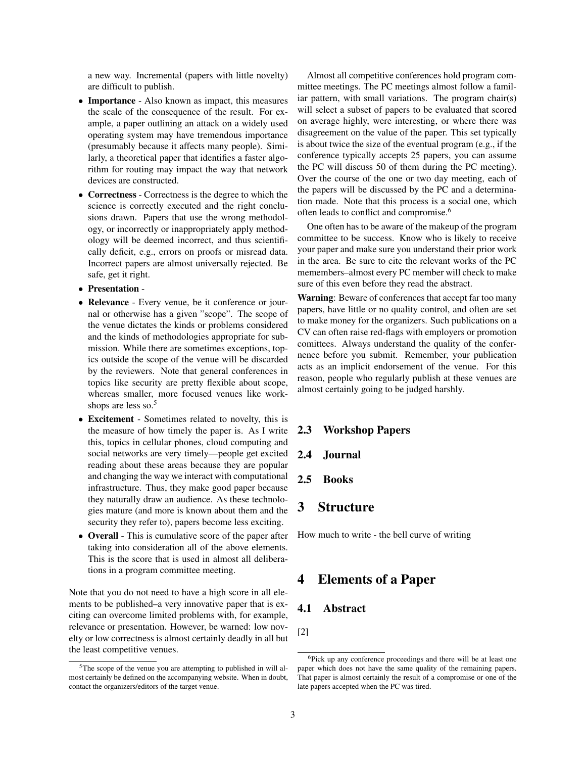a new way. Incremental (papers with little novelty) are difficult to publish.

- **Importance** - Also known as impact, this measures the scale of the consequence of the result. For example, a paper outlining an attack on a widely used operating system may have tremendous importance (presumably because it affects many people). Similarly, a theoretical paper that identifies a faster algorithm for routing may impact the way that network devices are constructed.
- **Correctness** - Correctness is the degree to which the science is correctly executed and the right conclusions drawn. Papers that use the wrong methodology, or incorrectly or inappropriately apply methodology will be deemed incorrect, and thus scientifically deficit, e.g., errors on proofs or misread data. Incorrect papers are almost universally rejected. Be safe, get it right.
- **Presentation** -
- **Relevance** - Every venue, be it conference or journal or otherwise has a given "scope". The scope of the venue dictates the kinds or problems considered and the kinds of methodologies appropriate for submission. While there are sometimes exceptions, topics outside the scope of the venue will be discarded by the reviewers. Note that general conferences in topics like security are pretty flexible about scope, whereas smaller, more focused venues like workshops are less so.[5]
- **Excitement** - Sometimes related to novelty, this is the measure of how timely the paper is. As I write this, topics in cellular phones, cloud computing and social networks are very timely—people get excited reading about these areas because they are popular and changing the way we interact with computational infrastructure. Thus, they make good paper because they naturally draw an audience. As these technologies mature (and more is known about them and the security they refer to), papers become less exciting.
- **Overall** - This is cumulative score of the paper after taking into consideration all of the above elements. This is the score that is used in almost all deliberations in a program committee meeting.

Note that you do not need to have a high score in all elements to be published–a very innovative paper that is exciting can overcome limited problems with, for example, relevance or presentation. However, be warned: low novelty or low correctness is almost certainly deadly in all but the least competitive venues.

[5] The scope of the venue you are attempting to published in will almost certainly be defined on the accompanying website. When in doubt, contact the organizers/editors of the target venue.

Almost all competitive conferences hold program committee meetings. The PC meetings almost follow a familiar pattern, with small variations. The program chair(s) will select a subset of papers to be evaluated that scored on average highly, were interesting, or where there was disagreement on the value of the paper. This set typically is about twice the size of the eventual program (e.g., if the conference typically accepts 25 papers, you can assume the PC will discuss 50 of them during the PC meeting). Over the course of the one or two day meeting, each of the papers will be discussed by the PC and a determination made. Note that this process is a social one, which often leads to conflict and compromise.[6]

One often has to be aware of the makeup of the program committee to be success. Know who is likely to receive your paper and make sure you understand their prior work in the area. Be sure to cite the relevant works of the PC memembers–almost every PC member will check to make sure of this even before they read the abstract.

**Warning**: Beware of conferences that accept far too many papers, have little or no quality control, and often are set to make money for the organizers. Such publications on a CV can often raise red-flags with employers or promotion comittees. Always understand the quality of the confernence before you submit. Remember, your publication acts as an implicit endorsement of the venue. For this reason, people who regularly publish at these venues are almost certainly going to be judged harshly.

### 2.3 Workshop Papers

### 2.4 Journal

### 2.5 Books

## 3 Structure

How much to write - the bell curve of writing

## 4 Elements of a Paper

### 4.1 Abstract

[2]

[6] Pick up any conference proceedings and there will be at least one paper which does not have the same quality of the remaining papers. That paper is almost certainly the result of a compromise or one of the late papers accepted when the PC was tired.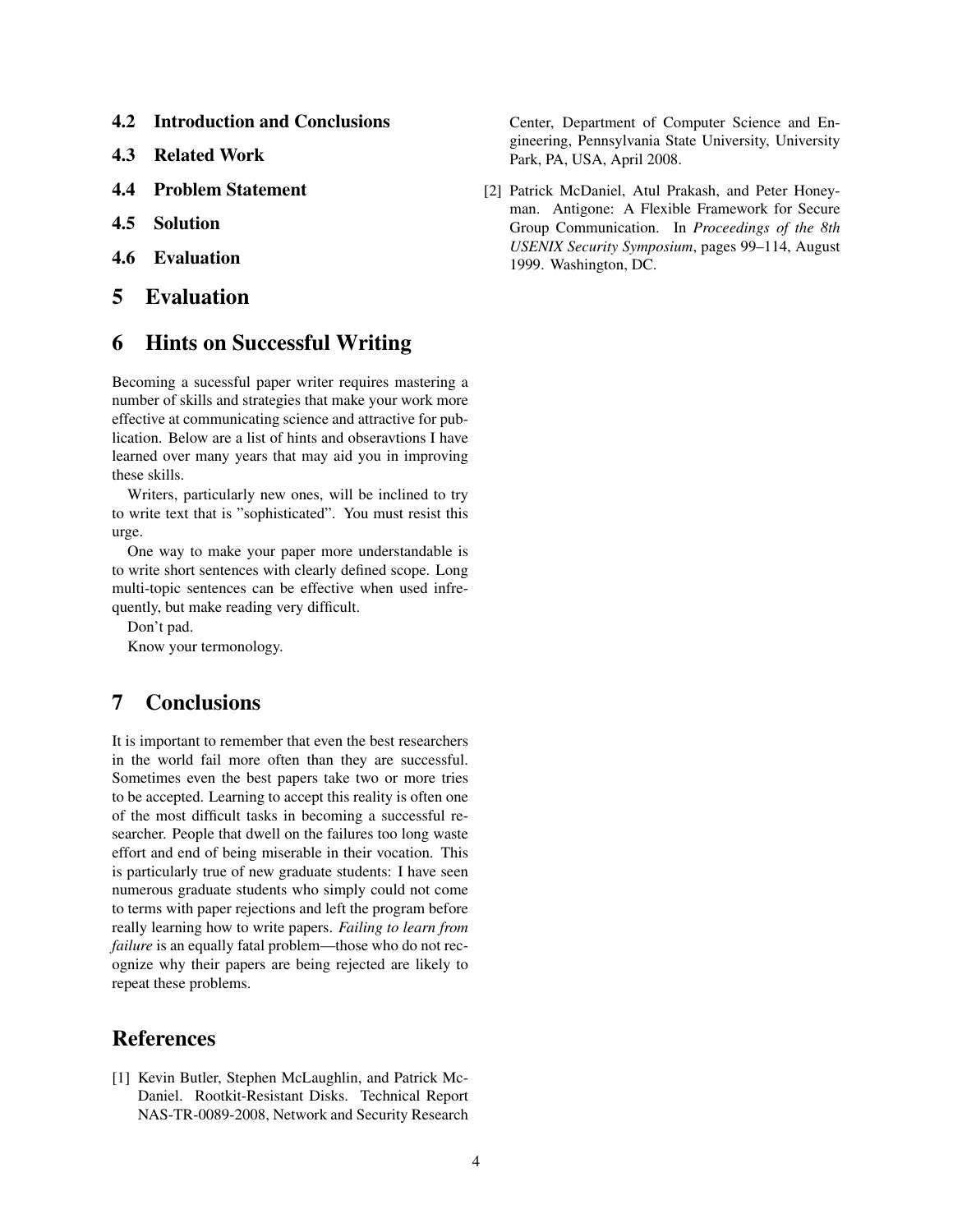### 4.2 Introduction and Conclusions

### 4.3 Related Work

### 4.4 Problem Statement

### 4.5 Solution

### 4.6 Evaluation

## 5 Evaluation

## 6 Hints on Successful Writing

Becoming a sucessful paper writer requires mastering a number of skills and strategies that make your work more effective at communicating science and attractive for publication. Below are a list of hints and obseravtions I have learned over many years that may aid you in improving these skills.

Writers, particularly new ones, will be inclined to try to write text that is ”sophisticated”. You must resist this urge.

One way to make your paper more understandable is to write short sentences with clearly defined scope. Long multi-topic sentences can be effective when used infrequently, but make reading very difficult.

Don't pad.

Know your termonology.

## 7 Conclusions

It is important to remember that even the best researchers in the world fail more often than they are successful. Sometimes even the best papers take two or more tries to be accepted. Learning to accept this reality is often one of the most difficult tasks in becoming a successful researcher. People that dwell on the failures too long waste effort and end of being miserable in their vocation. This is particularly true of new graduate students: I have seen numerous graduate students who simply could not come to terms with paper rejections and left the program before really learning how to write papers. *Failing to learn from failure* is an equally fatal problem—those who do not recognize why their papers are being rejected are likely to repeat these problems.

## References

[1] Kevin Butler, Stephen McLaughlin, and Patrick McDaniel. Rootkit-Resistant Disks. Technical Report NAS-TR-0089-2008, Network and Security Research Center, Department of Computer Science and Engineering, Pennsylvania State University, University Park, PA, USA, April 2008.

[2] Patrick McDaniel, Atul Prakash, and Peter Honeyman. Antigone: A Flexible Framework for Secure Group Communication. In *Proceedings of the 8th USENIX Security Symposium*, pages 99–114, August 1999. Washington, DC.